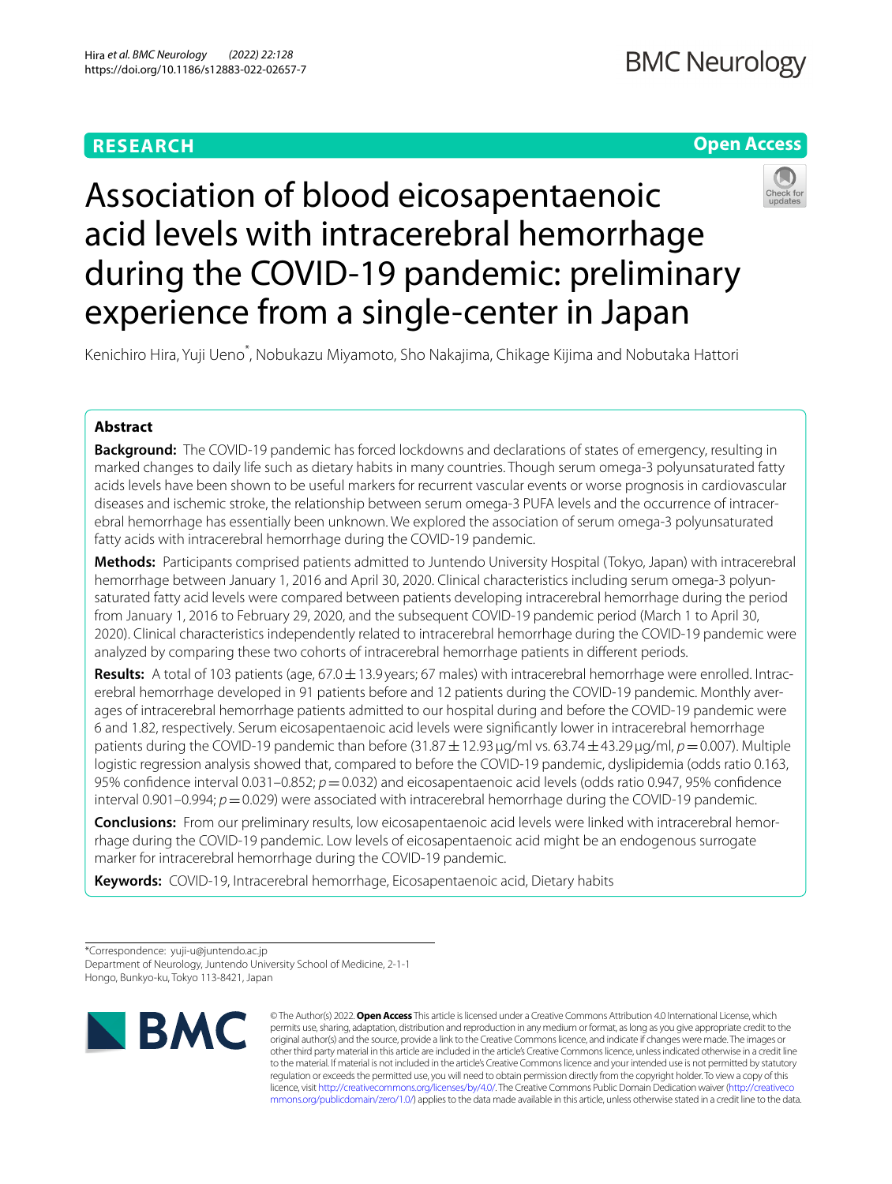**RESEARCH** **Open Access**

# Association of blood eicosapentaenoic acid levels with intracerebral hemorrhage during the COVID-19 pandemic: preliminary experience from a single-center in Japan

Kenichiro Hira, Yuji Ueno*, Nobukazu Miyamoto, Sho Nakajima, Chikage Kijima and Nobutaka Hattori

## Abstract

**Background:** The COVID-19 pandemic has forced lockdowns and declarations of states of emergency, resulting in marked changes to daily life such as dietary habits in many countries. Though serum omega-3 polyunsaturated fatty acids levels have been shown to be useful markers for recurrent vascular events or worse prognosis in cardiovascular diseases and ischemic stroke, the relationship between serum omega-3 PUFA levels and the occurrence of intracerebral hemorrhage has essentially been unknown. We explored the association of serum omega-3 polyunsaturated fatty acids with intracerebral hemorrhage during the COVID-19 pandemic.

**Methods:** Participants comprised patients admitted to Juntendo University Hospital (Tokyo, Japan) with intracerebral hemorrhage between January 1, 2016 and April 30, 2020. Clinical characteristics including serum omega-3 polyunsaturated fatty acid levels were compared between patients developing intracerebral hemorrhage during the period from January 1, 2016 to February 29, 2020, and the subsequent COVID-19 pandemic period (March 1 to April 30, 2020). Clinical characteristics independently related to intracerebral hemorrhage during the COVID-19 pandemic were analyzed by comparing these two cohorts of intracerebral hemorrhage patients in different periods.

**Results:** A total of 103 patients (age, 67.0 ± 13.9 years; 67 males) with intracerebral hemorrhage were enrolled. Intracerebral hemorrhage developed in 91 patients before and 12 patients during the COVID-19 pandemic. Monthly averages of intracerebral hemorrhage patients admitted to our hospital during and before the COVID-19 pandemic were 6 and 1.82, respectively. Serum eicosapentaenoic acid levels were significantly lower in intracerebral hemorrhage patients during the COVID-19 pandemic than before (31.87 ± 12.93 μg/ml vs. 63.74 ± 43.29 μg/ml, $p = 0.007$). Multiple logistic regression analysis showed that, compared to before the COVID-19 pandemic, dyslipidemia (odds ratio 0.163, 95% confidence interval 0.031–0.852; $p = 0.032$) and eicosapentaenoic acid levels (odds ratio 0.947, 95% confidence interval 0.901–0.994; $p = 0.029$) were associated with intracerebral hemorrhage during the COVID-19 pandemic.

**Conclusions:** From our preliminary results, low eicosapentaenoic acid levels were linked with intracerebral hemorrhage during the COVID-19 pandemic. Low levels of eicosapentaenoic acid might be an endogenous surrogate marker for intracerebral hemorrhage during the COVID-19 pandemic.

**Keywords:** COVID-19, Intracerebral hemorrhage, Eicosapentaenoic acid, Dietary habits

*Correspondence: yuji-u@juntendo.ac.jp
Department of Neurology, Juntendo University School of Medicine, 2-1-1 Hongo, Bunkyo-ku, Tokyo 113-8421, Japan

© The Author(s) 2022. **Open Access** This article is licensed under a Creative Commons Attribution 4.0 International License, which permits use, sharing, adaptation, distribution and reproduction in any medium or format, as long as you give appropriate credit to the original author(s) and the source, provide a link to the Creative Commons licence, and indicate if changes were made. The images or other third party material in this article are included in the article's Creative Commons licence, unless indicated otherwise in a credit line to the material. If material is not included in the article's Creative Commons licence and your intended use is not permitted by statutory regulation or exceeds the permitted use, you will need to obtain permission directly from the copyright holder. To view a copy of this licence, visit http://creativecommons.org/licenses/by/4.0/. The Creative Commons Public Domain Dedication waiver (http://creativecommons.org/publicdomain/zero/1.0/) applies to the data made available in this article, unless otherwise stated in a credit line to the data.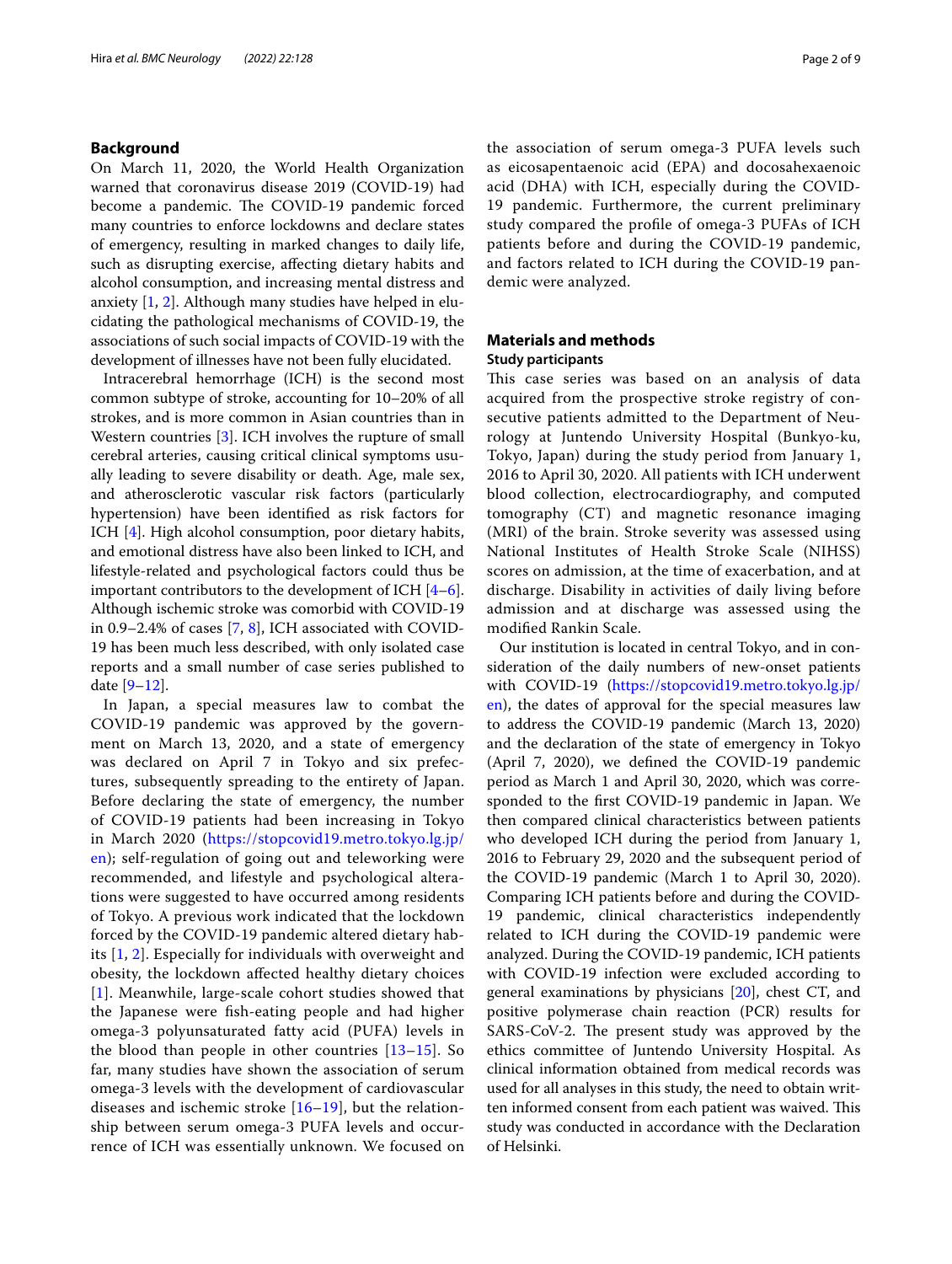## Background

On March 11, 2020, the World Health Organization warned that coronavirus disease 2019 (COVID-19) had become a pandemic. The COVID-19 pandemic forced many countries to enforce lockdowns and declare states of emergency, resulting in marked changes to daily life, such as disrupting exercise, affecting dietary habits and alcohol consumption, and increasing mental distress and anxiety [1, 2]. Although many studies have helped in elucidating the pathological mechanisms of COVID-19, the associations of such social impacts of COVID-19 with the development of illnesses have not been fully elucidated.

Intracerebral hemorrhage (ICH) is the second most common subtype of stroke, accounting for 10–20% of all strokes, and is more common in Asian countries than in Western countries [3]. ICH involves the rupture of small cerebral arteries, causing critical clinical symptoms usually leading to severe disability or death. Age, male sex, and atherosclerotic vascular risk factors (particularly hypertension) have been identified as risk factors for ICH [4]. High alcohol consumption, poor dietary habits, and emotional distress have also been linked to ICH, and lifestyle-related and psychological factors could thus be important contributors to the development of ICH [4–6]. Although ischemic stroke was comorbid with COVID-19 in 0.9–2.4% of cases [7, 8], ICH associated with COVID-19 has been much less described, with only isolated case reports and a small number of case series published to date [9–12].

In Japan, a special measures law to combat the COVID-19 pandemic was approved by the government on March 13, 2020, and a state of emergency was declared on April 7 in Tokyo and six prefectures, subsequently spreading to the entirety of Japan. Before declaring the state of emergency, the number of COVID-19 patients had been increasing in Tokyo in March 2020 (https://stopcovid19.metro.tokyo.lg.jp/en); self-regulation of going out and teleworking were recommended, and lifestyle and psychological alterations were suggested to have occurred among residents of Tokyo. A previous work indicated that the lockdown forced by the COVID-19 pandemic altered dietary habits [1, 2]. Especially for individuals with overweight and obesity, the lockdown affected healthy dietary choices [1]. Meanwhile, large-scale cohort studies showed that the Japanese were fish-eating people and had higher omega-3 polyunsaturated fatty acid (PUFA) levels in the blood than people in other countries [13–15]. So far, many studies have shown the association of serum omega-3 levels with the development of cardiovascular diseases and ischemic stroke [16–19], but the relationship between serum omega-3 PUFA levels and occurrence of ICH was essentially unknown. We focused on the association of serum omega-3 PUFA levels such as eicosapentaenoic acid (EPA) and docosahexaenoic acid (DHA) with ICH, especially during the COVID-19 pandemic. Furthermore, the current preliminary study compared the profile of omega-3 PUFAs of ICH patients before and during the COVID-19 pandemic, and factors related to ICH during the COVID-19 pandemic were analyzed.

## Materials and methods

### Study participants

This case series was based on an analysis of data acquired from the prospective stroke registry of consecutive patients admitted to the Department of Neurology at Juntendo University Hospital (Bunkyo-ku, Tokyo, Japan) during the study period from January 1, 2016 to April 30, 2020. All patients with ICH underwent blood collection, electrocardiography, and computed tomography (CT) and magnetic resonance imaging (MRI) of the brain. Stroke severity was assessed using National Institutes of Health Stroke Scale (NIHSS) scores on admission, at the time of exacerbation, and at discharge. Disability in activities of daily living before admission and at discharge was assessed using the modified Rankin Scale.

Our institution is located in central Tokyo, and in consideration of the daily numbers of new-onset patients with COVID-19 (https://stopcovid19.metro.tokyo.lg.jp/en), the dates of approval for the special measures law to address the COVID-19 pandemic (March 13, 2020) and the declaration of the state of emergency in Tokyo (April 7, 2020), we defined the COVID-19 pandemic period as March 1 and April 30, 2020, which was corresponded to the first COVID-19 pandemic in Japan. We then compared clinical characteristics between patients who developed ICH during the period from January 1, 2016 to February 29, 2020 and the subsequent period of the COVID-19 pandemic (March 1 to April 30, 2020). Comparing ICH patients before and during the COVID-19 pandemic, clinical characteristics independently related to ICH during the COVID-19 pandemic were analyzed. During the COVID-19 pandemic, ICH patients with COVID-19 infection were excluded according to general examinations by physicians [20], chest CT, and positive polymerase chain reaction (PCR) results for SARS-CoV-2. The present study was approved by the ethics committee of Juntendo University Hospital. As clinical information obtained from medical records was used for all analyses in this study, the need to obtain written informed consent from each patient was waived. This study was conducted in accordance with the Declaration of Helsinki.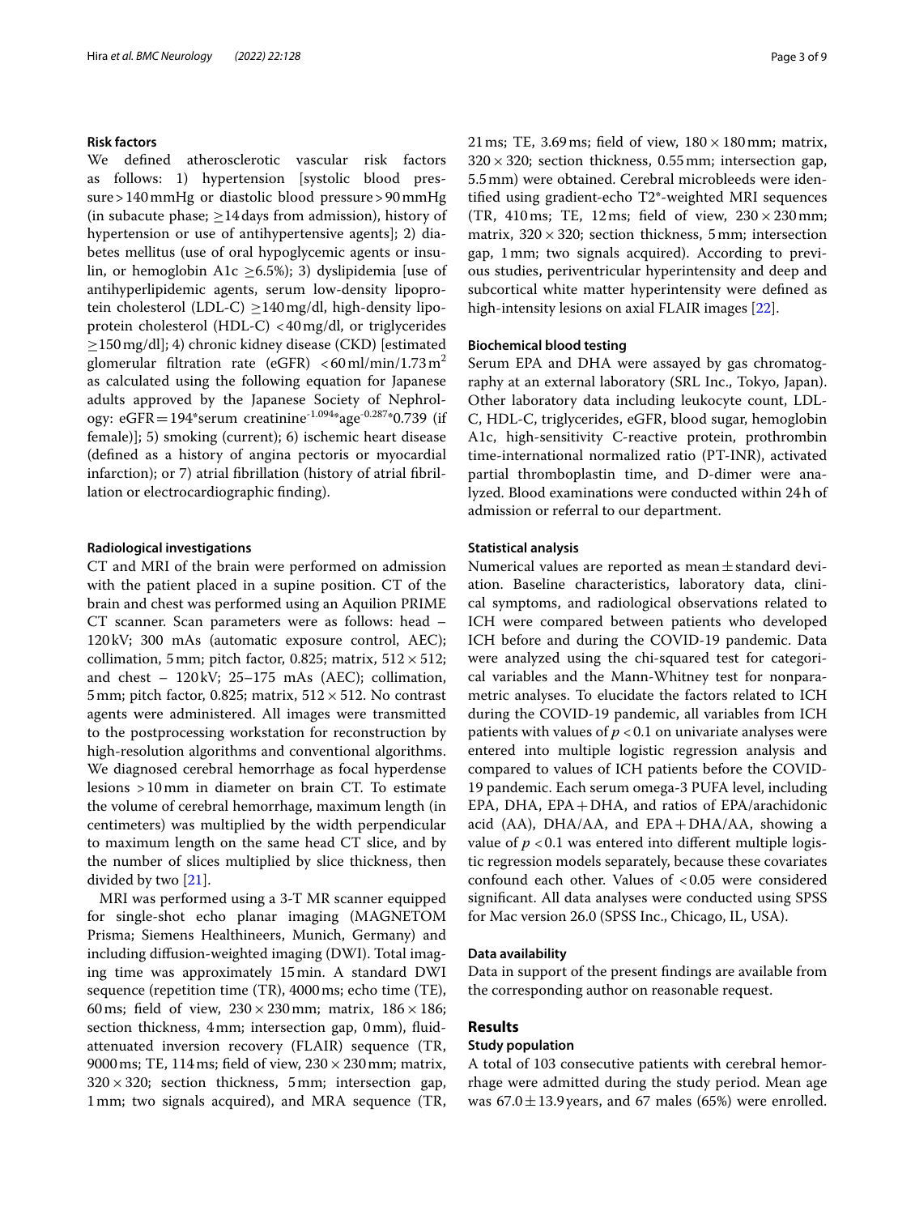### Risk factors

We defined atherosclerotic vascular risk factors as follows: 1) hypertension [systolic blood pressure > 140 mmHg or diastolic blood pressure > 90 mmHg (in subacute phase; ≥14 days from admission), history of hypertension or use of antihypertensive agents]; 2) diabetes mellitus (use of oral hypoglycemic agents or insulin, or hemoglobin A1c ≥6.5%); 3) dyslipidemia [use of antihyperlipidemic agents, serum low-density lipoprotein cholesterol (LDL-C) ≥140 mg/dl, high-density lipoprotein cholesterol (HDL-C) <40 mg/dl, or triglycerides ≥150 mg/dl]; 4) chronic kidney disease (CKD) [estimated glomerular filtration rate (eGFR) <60 ml/min/1.73 m$^2$ as calculated using the following equation for Japanese adults approved by the Japanese Society of Nephrology: eGFR = 194*serum creatinine$^{-1.094}$*age$^{-0.287}$*0.739 (if female)]; 5) smoking (current); 6) ischemic heart disease (defined as a history of angina pectoris or myocardial infarction); or 7) atrial fibrillation (history of atrial fibrillation or electrocardiographic finding).

### Radiological investigations

CT and MRI of the brain were performed on admission with the patient placed in a supine position. CT of the brain and chest was performed using an Aquilion PRIME CT scanner. Scan parameters were as follows: head – 120 kV; 300 mAs (automatic exposure control, AEC); collimation, 5 mm; pitch factor, 0.825; matrix, 512 × 512; and chest – 120 kV; 25–175 mAs (AEC); collimation, 5 mm; pitch factor, 0.825; matrix, 512 × 512. No contrast agents were administered. All images were transmitted to the postprocessing workstation for reconstruction by high-resolution algorithms and conventional algorithms. We diagnosed cerebral hemorrhage as focal hyperdense lesions >10 mm in diameter on brain CT. To estimate the volume of cerebral hemorrhage, maximum length (in centimeters) was multiplied by the width perpendicular to maximum length on the same head CT slice, and by the number of slices multiplied by slice thickness, then divided by two [21].

MRI was performed using a 3-T MR scanner equipped for single-shot echo planar imaging (MAGNETOM Prisma; Siemens Healthineers, Munich, Germany) and including diffusion-weighted imaging (DWI). Total imaging time was approximately 15 min. A standard DWI sequence (repetition time (TR), 4000 ms; echo time (TE), 60 ms; field of view, 230 × 230 mm; matrix, 186 × 186; section thickness, 4 mm; intersection gap, 0 mm), fluid-attenuated inversion recovery (FLAIR) sequence (TR, 9000 ms; TE, 114 ms; field of view, 230 × 230 mm; matrix, 320 × 320; section thickness, 5 mm; intersection gap, 1 mm; two signals acquired), and MRA sequence (TR, 21 ms; TE, 3.69 ms; field of view, 180 × 180 mm; matrix, 320 × 320; section thickness, 0.55 mm; intersection gap, 5.5 mm) were obtained. Cerebral microbleeds were identified using gradient-echo T2*-weighted MRI sequences (TR, 410 ms; TE, 12 ms; field of view, 230 × 230 mm; matrix, 320 × 320; section thickness, 5 mm; intersection gap, 1 mm; two signals acquired). According to previous studies, periventricular hyperintensity and deep and subcortical white matter hyperintensity were defined as high-intensity lesions on axial FLAIR images [22].

### Biochemical blood testing

Serum EPA and DHA were assayed by gas chromatography at an external laboratory (SRL Inc., Tokyo, Japan). Other laboratory data including leukocyte count, LDL-C, HDL-C, triglycerides, eGFR, blood sugar, hemoglobin A1c, high-sensitivity C-reactive protein, prothrombin time-international normalized ratio (PT-INR), activated partial thromboplastin time, and D-dimer were analyzed. Blood examinations were conducted within 24 h of admission or referral to our department.

### Statistical analysis

Numerical values are reported as mean ± standard deviation. Baseline characteristics, laboratory data, clinical symptoms, and radiological observations related to ICH were compared between patients who developed ICH before and during the COVID-19 pandemic. Data were analyzed using the chi-squared test for categorical variables and the Mann-Whitney test for nonparametric analyses. To elucidate the factors related to ICH during the COVID-19 pandemic, all variables from ICH patients with values of $p < 0.1$ on univariate analyses were entered into multiple logistic regression analysis and compared to values of ICH patients before the COVID-19 pandemic. Each serum omega-3 PUFA level, including EPA, DHA, EPA + DHA, and ratios of EPA/arachidonic acid (AA), DHA/AA, and EPA + DHA/AA, showing a value of $p < 0.1$ was entered into different multiple logistic regression models separately, because these covariates confound each other. Values of <0.05 were considered significant. All data analyses were conducted using SPSS for Mac version 26.0 (SPSS Inc., Chicago, IL, USA).

### Data availability

Data in support of the present findings are available from the corresponding author on reasonable request.

## Results

### Study population

A total of 103 consecutive patients with cerebral hemorrhage were admitted during the study period. Mean age was 67.0 ± 13.9 years, and 67 males (65%) were enrolled.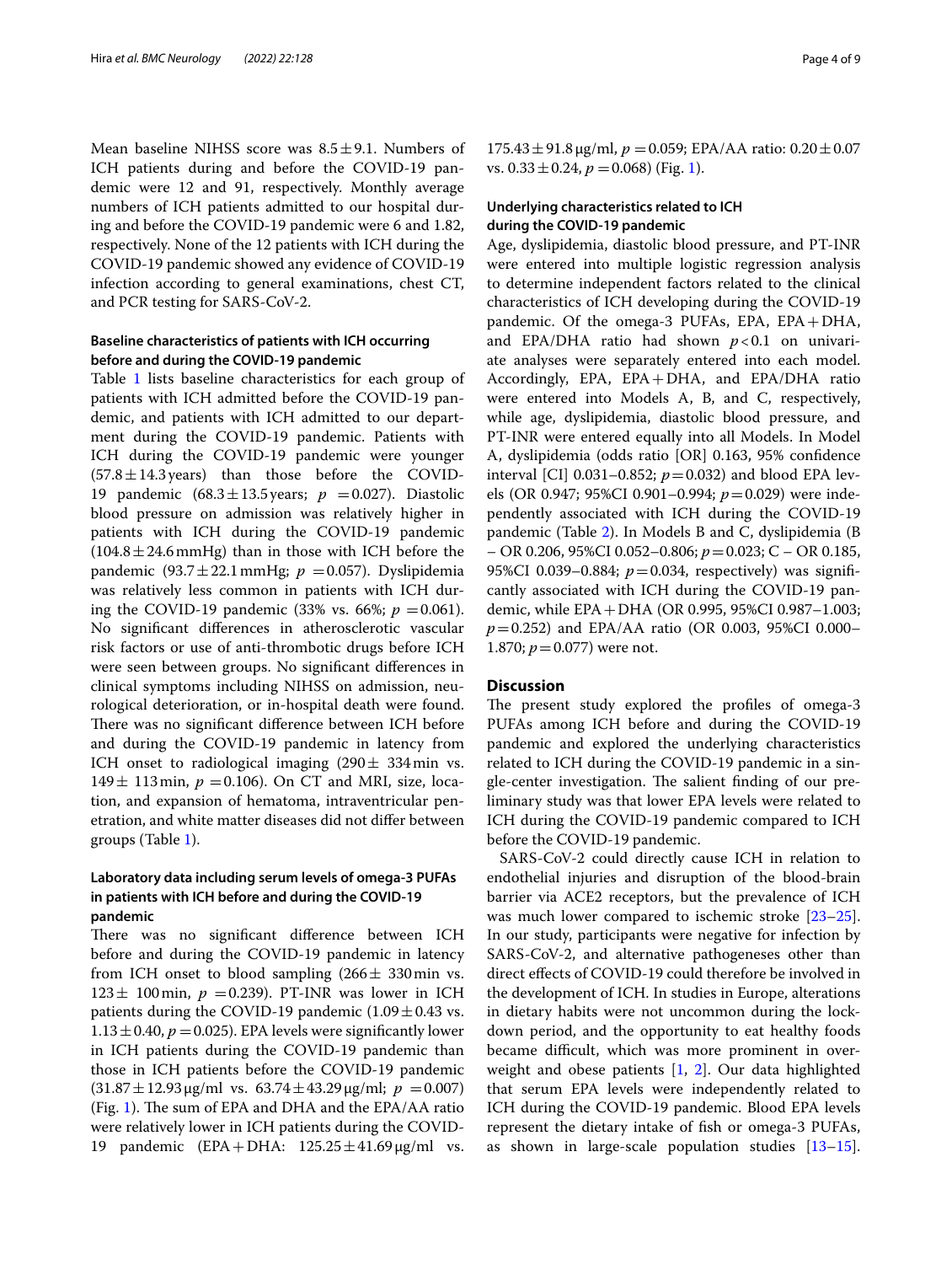Mean baseline NIHSS score was $8.5 \pm 9.1$. Numbers of ICH patients during and before the COVID-19 pandemic were 12 and 91, respectively. Monthly average numbers of ICH patients admitted to our hospital during and before the COVID-19 pandemic were 6 and 1.82, respectively. None of the 12 patients with ICH during the COVID-19 pandemic showed any evidence of COVID-19 infection according to general examinations, chest CT, and PCR testing for SARS-CoV-2.

### Baseline characteristics of patients with ICH occurring before and during the COVID-19 pandemic

Table 1 lists baseline characteristics for each group of patients with ICH admitted before the COVID-19 pandemic, and patients with ICH admitted to our department during the COVID-19 pandemic. Patients with ICH during the COVID-19 pandemic were younger ($57.8 \pm 14.3$ years) than those before the COVID-19 pandemic ($68.3 \pm 13.5$ years; $p = 0.027$). Diastolic blood pressure on admission was relatively higher in patients with ICH during the COVID-19 pandemic ($104.8 \pm 24.6$ mmHg) than in those with ICH before the pandemic ($93.7 \pm 22.1$ mmHg; $p = 0.057$). Dyslipidemia was relatively less common in patients with ICH during the COVID-19 pandemic (33% vs. 66%; $p = 0.061$). No significant differences in atherosclerotic vascular risk factors or use of anti-thrombotic drugs before ICH were seen between groups. No significant differences in clinical symptoms including NIHSS on admission, neurological deterioration, or in-hospital death were found. There was no significant difference between ICH before and during the COVID-19 pandemic in latency from ICH onset to radiological imaging ($290 \pm 334$ min vs. $149 \pm 113$ min, $p = 0.106$). On CT and MRI, size, location, and expansion of hematoma, intraventricular penetration, and white matter diseases did not differ between groups (Table 1).

### Laboratory data including serum levels of omega-3 PUFAs in patients with ICH before and during the COVID-19 pandemic

There was no significant difference between ICH before and during the COVID-19 pandemic in latency from ICH onset to blood sampling ($266 \pm 330$ min vs. $123 \pm 100$ min, $p = 0.239$). PT-INR was lower in ICH patients during the COVID-19 pandemic ($1.09 \pm 0.43$ vs. $1.13 \pm 0.40$, $p = 0.025$). EPA levels were significantly lower in ICH patients during the COVID-19 pandemic than those in ICH patients before the COVID-19 pandemic ($31.87 \pm 12.93$ μg/ml vs. $63.74 \pm 43.29$ μg/ml; $p = 0.007$) (Fig. 1). The sum of EPA and DHA and the EPA/AA ratio were relatively lower in ICH patients during the COVID-19 pandemic (EPA + DHA: $125.25 \pm 41.69$ μg/ml vs. $175.43 \pm 91.8$ μg/ml, $p = 0.059$; EPA/AA ratio: $0.20 \pm 0.07$ vs. $0.33 \pm 0.24$, $p = 0.068$) (Fig. 1).

### Underlying characteristics related to ICH during the COVID-19 pandemic

Age, dyslipidemia, diastolic blood pressure, and PT-INR were entered into multiple logistic regression analysis to determine independent factors related to the clinical characteristics of ICH developing during the COVID-19 pandemic. Of the omega-3 PUFAs, EPA, EPA + DHA, and EPA/DHA ratio had shown $p < 0.1$ on univariate analyses were separately entered into each model. Accordingly, EPA, EPA + DHA, and EPA/DHA ratio were entered into Models A, B, and C, respectively, while age, dyslipidemia, diastolic blood pressure, and PT-INR were entered equally into all Models. In Model A, dyslipidemia (odds ratio [OR] 0.163, 95% confidence interval [CI] 0.031–0.852; $p = 0.032$) and blood EPA levels (OR 0.947; 95%CI 0.901–0.994; $p = 0.029$) were independently associated with ICH during the COVID-19 pandemic (Table 2). In Models B and C, dyslipidemia (B – OR 0.206, 95%CI 0.052–0.806; $p = 0.023$; C – OR 0.185, 95%CI 0.039–0.884; $p = 0.034$, respectively) was significantly associated with ICH during the COVID-19 pandemic, while EPA + DHA (OR 0.995, 95%CI 0.987–1.003; $p = 0.252$) and EPA/AA ratio (OR 0.003, 95%CI 0.000–1.870; $p = 0.077$) were not.

## Discussion

The present study explored the profiles of omega-3 PUFAs among ICH before and during the COVID-19 pandemic and explored the underlying characteristics related to ICH during the COVID-19 pandemic in a single-center investigation. The salient finding of our preliminary study was that lower EPA levels were related to ICH during the COVID-19 pandemic compared to ICH before the COVID-19 pandemic.

SARS-CoV-2 could directly cause ICH in relation to endothelial injuries and disruption of the blood-brain barrier via ACE2 receptors, but the prevalence of ICH was much lower compared to ischemic stroke [23–25]. In our study, participants were negative for infection by SARS-CoV-2, and alternative pathogeneses other than direct effects of COVID-19 could therefore be involved in the development of ICH. In studies in Europe, alterations in dietary habits were not uncommon during the lockdown period, and the opportunity to eat healthy foods became difficult, which was more prominent in overweight and obese patients [1, 2]. Our data highlighted that serum EPA levels were independently related to ICH during the COVID-19 pandemic. Blood EPA levels represent the dietary intake of fish or omega-3 PUFAs, as shown in large-scale population studies [13–15].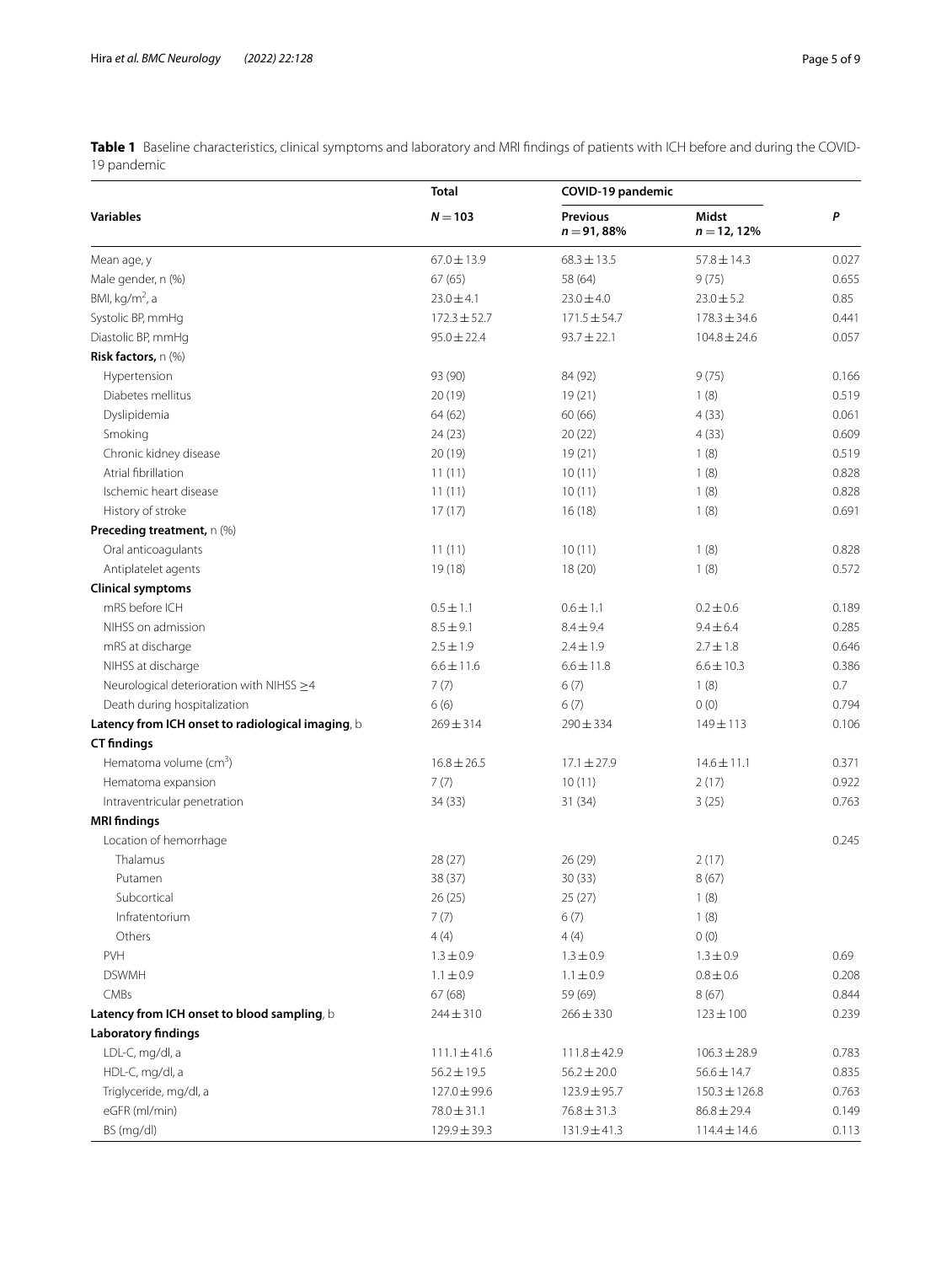**Table 1** Baseline characteristics, clinical symptoms and laboratory and MRI findings of patients with ICH before and during the COVID-19 pandemic

| Variables | Total | COVID-19 pandemic | | *P* |
|---|---|---|---|---|
| | $N = 103$ | Previous $n = 91$, 88% | Midst $n = 12$, 12% | |
| Mean age, y | 67.0 ± 13.9 | 68.3 ± 13.5 | 57.8 ± 14.3 | 0.027 |
| Male gender, n (%) | 67 (65) | 58 (64) | 9 (75) | 0.655 |
| BMI, kg/m$^2$, a | 23.0 ± 4.1 | 23.0 ± 4.0 | 23.0 ± 5.2 | 0.85 |
| Systolic BP, mmHg | 172.3 ± 52.7 | 171.5 ± 54.7 | 178.3 ± 34.6 | 0.441 |
| Diastolic BP, mmHg | 95.0 ± 22.4 | 93.7 ± 22.1 | 104.8 ± 24.6 | 0.057 |
| **Risk factors,** n (%) | | | | |
| Hypertension | 93 (90) | 84 (92) | 9 (75) | 0.166 |
| Diabetes mellitus | 20 (19) | 19 (21) | 1 (8) | 0.519 |
| Dyslipidemia | 64 (62) | 60 (66) | 4 (33) | 0.061 |
| Smoking | 24 (23) | 20 (22) | 4 (33) | 0.609 |
| Chronic kidney disease | 20 (19) | 19 (21) | 1 (8) | 0.519 |
| Atrial fibrillation | 11 (11) | 10 (11) | 1 (8) | 0.828 |
| Ischemic heart disease | 11 (11) | 10 (11) | 1 (8) | 0.828 |
| History of stroke | 17 (17) | 16 (18) | 1 (8) | 0.691 |
| **Preceding treatment,** n (%) | | | | |
| Oral anticoagulants | 11 (11) | 10 (11) | 1 (8) | 0.828 |
| Antiplatelet agents | 19 (18) | 18 (20) | 1 (8) | 0.572 |
| **Clinical symptoms** | | | | |
| mRS before ICH | 0.5 ± 1.1 | 0.6 ± 1.1 | 0.2 ± 0.6 | 0.189 |
| NIHSS on admission | 8.5 ± 9.1 | 8.4 ± 9.4 | 9.4 ± 6.4 | 0.285 |
| mRS at discharge | 2.5 ± 1.9 | 2.4 ± 1.9 | 2.7 ± 1.8 | 0.646 |
| NIHSS at discharge | 6.6 ± 11.6 | 6.6 ± 11.8 | 6.6 ± 10.3 | 0.386 |
| Neurological deterioration with NIHSS ≥4 | 7 (7) | 6 (7) | 1 (8) | 0.7 |
| Death during hospitalization | 6 (6) | 6 (7) | 0 (0) | 0.794 |
| **Latency from ICH onset to radiological imaging**, b | 269 ± 314 | 290 ± 334 | 149 ± 113 | 0.106 |
| **CT findings** | | | | |
| Hematoma volume (cm$^3$) | 16.8 ± 26.5 | 17.1 ± 27.9 | 14.6 ± 11.1 | 0.371 |
| Hematoma expansion | 7 (7) | 10 (11) | 2 (17) | 0.922 |
| Intraventricular penetration | 34 (33) | 31 (34) | 3 (25) | 0.763 |
| **MRI findings** | | | | |
| Location of hemorrhage | | | | 0.245 |
| Thalamus | 28 (27) | 26 (29) | 2 (17) | |
| Putamen | 38 (37) | 30 (33) | 8 (67) | |
| Subcortical | 26 (25) | 25 (27) | 1 (8) | |
| Infratentorium | 7 (7) | 6 (7) | 1 (8) | |
| Others | 4 (4) | 4 (4) | 0 (0) | |
| PVH | 1.3 ± 0.9 | 1.3 ± 0.9 | 1.3 ± 0.9 | 0.69 |
| DSWMH | 1.1 ± 0.9 | 1.1 ± 0.9 | 0.8 ± 0.6 | 0.208 |
| CMBs | 67 (68) | 59 (69) | 8 (67) | 0.844 |
| **Latency from ICH onset to blood sampling**, b | 244 ± 310 | 266 ± 330 | 123 ± 100 | 0.239 |
| **Laboratory findings** | | | | |
| LDL-C, mg/dl, a | 111.1 ± 41.6 | 111.8 ± 42.9 | 106.3 ± 28.9 | 0.783 |
| HDL-C, mg/dl, a | 56.2 ± 19.5 | 56.2 ± 20.0 | 56.6 ± 14.7 | 0.835 |
| Triglyceride, mg/dl, a | 127.0 ± 99.6 | 123.9 ± 95.7 | 150.3 ± 126.8 | 0.763 |
| eGFR (ml/min) | 78.0 ± 31.1 | 76.8 ± 31.3 | 86.8 ± 29.4 | 0.149 |
| BS (mg/dl) | 129.9 ± 39.3 | 131.9 ± 41.3 | 114.4 ± 14.6 | 0.113 |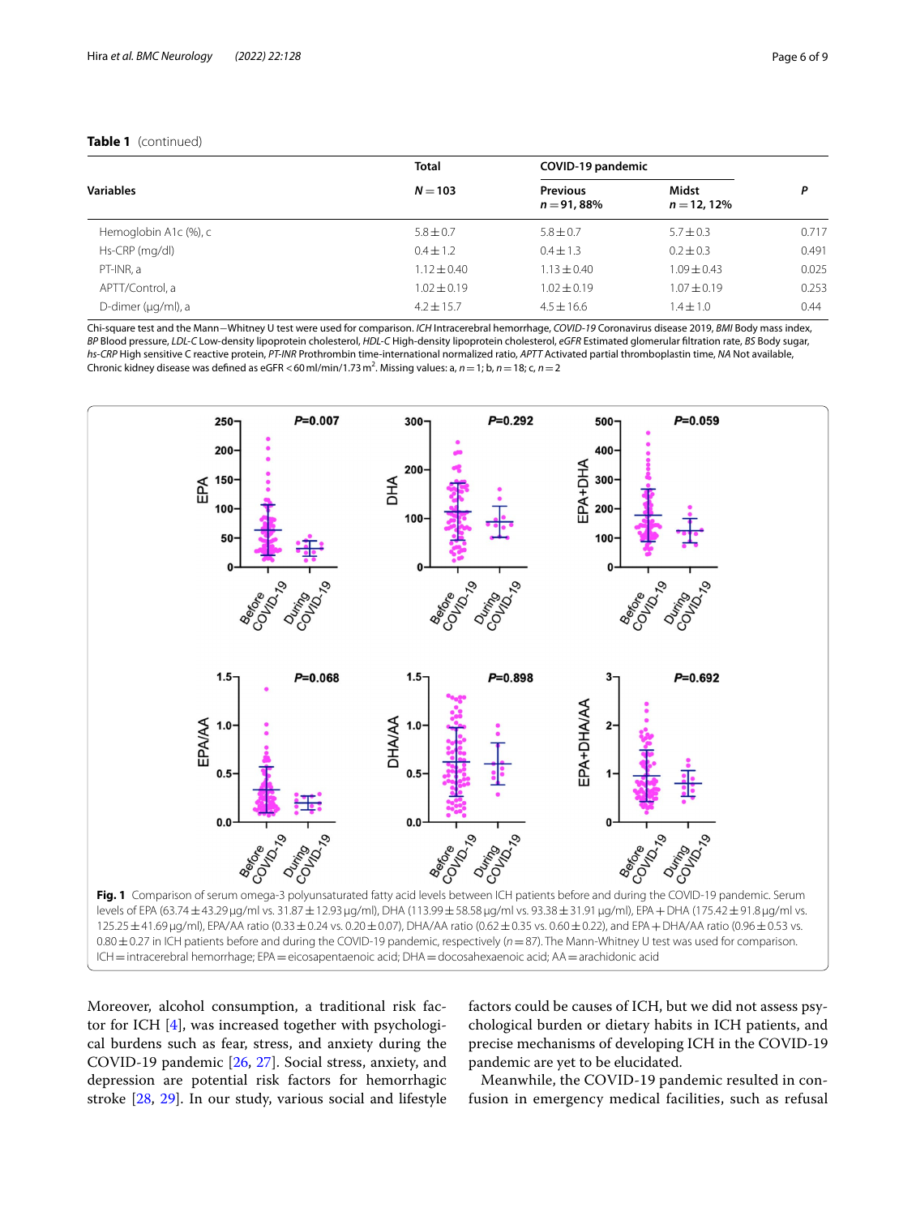**Table 1** (continued)

| Variables | Total | COVID-19 pandemic | | P |
|---|---|---|---|---|
| | N = 103 | Previous n = 91, 88% | Midst n = 12, 12% | |
| Hemoglobin A1c (%), c | 5.8 ± 0.7 | 5.8 ± 0.7 | 5.7 ± 0.3 | 0.717 |
| Hs-CRP (mg/dl) | 0.4 ± 1.2 | 0.4 ± 1.3 | 0.2 ± 0.3 | 0.491 |
| PT-INR, a | 1.12 ± 0.40 | 1.13 ± 0.40 | 1.09 ± 0.43 | 0.025 |
| APTT/Control, a | 1.02 ± 0.19 | 1.02 ± 0.19 | 1.07 ± 0.19 | 0.253 |
| D-dimer (μg/ml), a | 4.2 ± 15.7 | 4.5 ± 16.6 | 1.4 ± 1.0 | 0.44 |

Chi-square test and the Mann–Whitney U test were used for comparison. *ICH* Intracerebral hemorrhage, *COVID-19* Coronavirus disease 2019, *BMI* Body mass index, *BP* Blood pressure, *LDL-C* Low-density lipoprotein cholesterol, *HDL-C* High-density lipoprotein cholesterol, *eGFR* Estimated glomerular filtration rate, *BS* Body sugar, *hs-CRP* High sensitive C reactive protein, *PT-INR* Prothrombin time-international normalized ratio, *APTT* Activated partial thromboplastin time, *NA* Not available, Chronic kidney disease was defined as eGFR < 60 ml/min/1.73 $m^2$. Missing values: a, $n = 1$; b, $n = 18$; c, $n = 2$

**Fig. 1** Comparison of serum omega-3 polyunsaturated fatty acid levels between ICH patients before and during the COVID-19 pandemic. Serum levels of EPA (63.74 ± 43.29 μg/ml vs. 31.87 ± 12.93 μg/ml), DHA (113.99 ± 58.58 μg/ml vs. 93.38 ± 31.91 μg/ml), EPA + DHA (175.42 ± 91.8 μg/ml vs. 125.25 ± 41.69 μg/ml), EPA/AA ratio (0.33 ± 0.24 vs. 0.20 ± 0.07), DHA/AA ratio (0.62 ± 0.35 vs. 0.60 ± 0.22), and EPA + DHA/AA ratio (0.96 ± 0.53 vs. 0.80 ± 0.27 in ICH patients before and during the COVID-19 pandemic, respectively ($n = 87$). The Mann-Whitney U test was used for comparison. ICH = intracerebral hemorrhage; EPA = eicosapentaenoic acid; DHA = docosahexaenoic acid; AA = arachidonic acid

Moreover, alcohol consumption, a traditional risk factor for ICH [4], was increased together with psychological burdens such as fear, stress, and anxiety during the COVID-19 pandemic [26, 27]. Social stress, anxiety, and depression are potential risk factors for hemorrhagic stroke [28, 29]. In our study, various social and lifestyle factors could be causes of ICH, but we did not assess psychological burden or dietary habits in ICH patients, and precise mechanisms of developing ICH in the COVID-19 pandemic are yet to be elucidated.

Meanwhile, the COVID-19 pandemic resulted in confusion in emergency medical facilities, such as refusal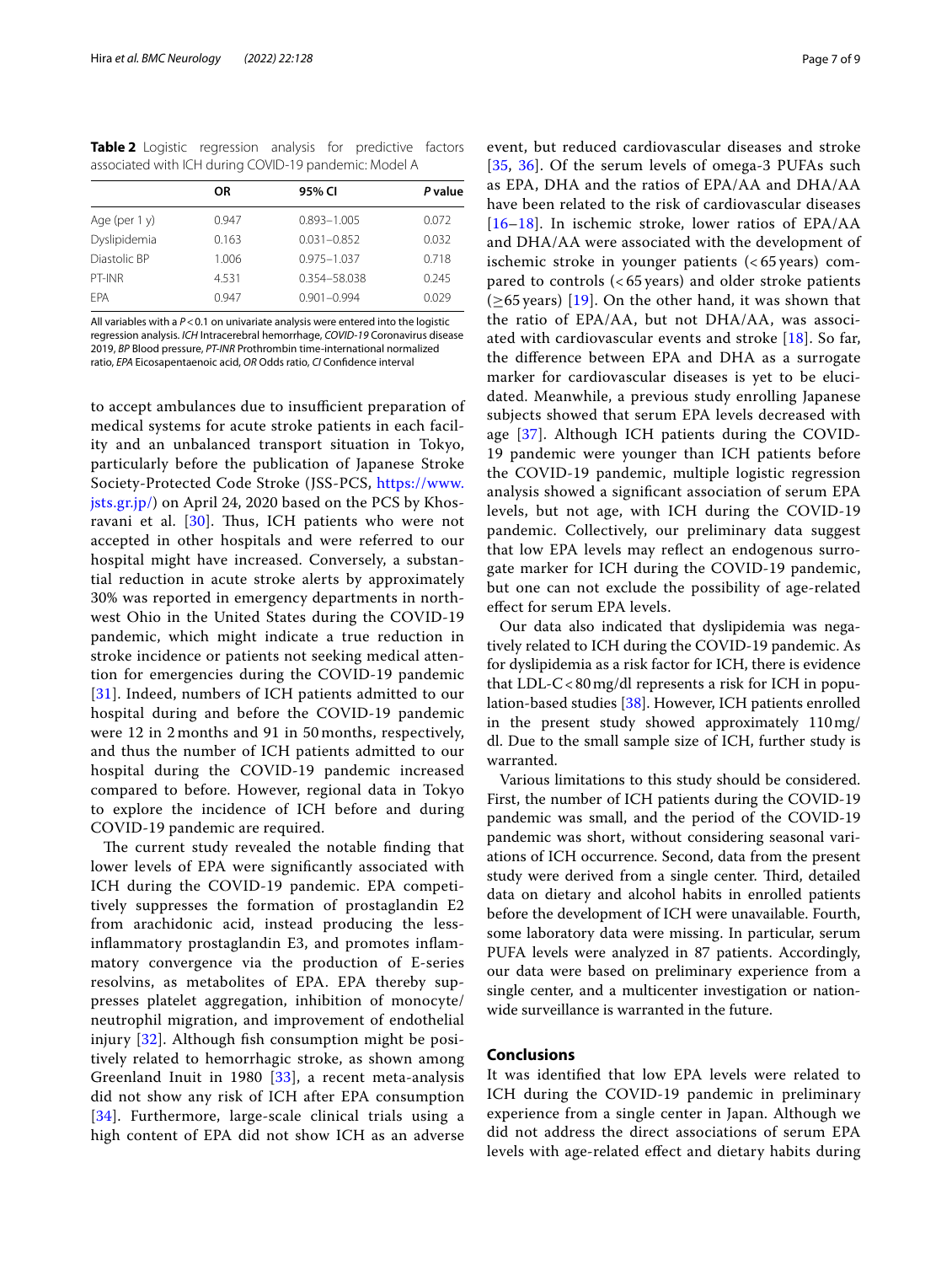**Table 2** Logistic regression analysis for predictive factors associated with ICH during COVID-19 pandemic: Model A

| | OR | 95% CI | *P* value |
|---|---|---|---|
| Age (per 1 y) | 0.947 | 0.893–1.005 | 0.072 |
| Dyslipidemia | 0.163 | 0.031–0.852 | 0.032 |
| Diastolic BP | 1.006 | 0.975–1.037 | 0.718 |
| PT-INR | 4.531 | 0.354–58.038 | 0.245 |
| EPA | 0.947 | 0.901–0.994 | 0.029 |

All variables with a $P < 0.1$ on univariate analysis were entered into the logistic regression analysis. *ICH* Intracerebral hemorrhage, *COVID-19* Coronavirus disease 2019, *BP* Blood pressure, *PT-INR* Prothrombin time-international normalized ratio, *EPA* Eicosapentaenoic acid, *OR* Odds ratio, *CI* Confidence interval

to accept ambulances due to insufficient preparation of medical systems for acute stroke patients in each facility and an unbalanced transport situation in Tokyo, particularly before the publication of Japanese Stroke Society-Protected Code Stroke (JSS-PCS, https://www.jsts.gr.jp/) on April 24, 2020 based on the PCS by Khosravani et al. [30]. Thus, ICH patients who were not accepted in other hospitals and were referred to our hospital might have increased. Conversely, a substantial reduction in acute stroke alerts by approximately 30% was reported in emergency departments in northwest Ohio in the United States during the COVID-19 pandemic, which might indicate a true reduction in stroke incidence or patients not seeking medical attention for emergencies during the COVID-19 pandemic [31]. Indeed, numbers of ICH patients admitted to our hospital during and before the COVID-19 pandemic were 12 in 2 months and 91 in 50 months, respectively, and thus the number of ICH patients admitted to our hospital during the COVID-19 pandemic increased compared to before. However, regional data in Tokyo to explore the incidence of ICH before and during COVID-19 pandemic are required.

The current study revealed the notable finding that lower levels of EPA were significantly associated with ICH during the COVID-19 pandemic. EPA competitively suppresses the formation of prostaglandin E2 from arachidonic acid, instead producing the less-inflammatory prostaglandin E3, and promotes inflammatory convergence via the production of E-series resolvins, as metabolites of EPA. EPA thereby suppresses platelet aggregation, inhibition of monocyte/neutrophil migration, and improvement of endothelial injury [32]. Although fish consumption might be positively related to hemorrhagic stroke, as shown among Greenland Inuit in 1980 [33], a recent meta-analysis did not show any risk of ICH after EPA consumption [34]. Furthermore, large-scale clinical trials using a high content of EPA did not show ICH as an adverse event, but reduced cardiovascular diseases and stroke [35, 36]. Of the serum levels of omega-3 PUFAs such as EPA, DHA and the ratios of EPA/AA and DHA/AA have been related to the risk of cardiovascular diseases [16–18]. In ischemic stroke, lower ratios of EPA/AA and DHA/AA were associated with the development of ischemic stroke in younger patients (< 65 years) compared to controls (< 65 years) and older stroke patients (≥65 years) [19]. On the other hand, it was shown that the ratio of EPA/AA, but not DHA/AA, was associated with cardiovascular events and stroke [18]. So far, the difference between EPA and DHA as a surrogate marker for cardiovascular diseases is yet to be elucidated. Meanwhile, a previous study enrolling Japanese subjects showed that serum EPA levels decreased with age [37]. Although ICH patients during the COVID-19 pandemic were younger than ICH patients before the COVID-19 pandemic, multiple logistic regression analysis showed a significant association of serum EPA levels, but not age, with ICH during the COVID-19 pandemic. Collectively, our preliminary data suggest that low EPA levels may reflect an endogenous surrogate marker for ICH during the COVID-19 pandemic, but one can not exclude the possibility of age-related effect for serum EPA levels.

Our data also indicated that dyslipidemia was negatively related to ICH during the COVID-19 pandemic. As for dyslipidemia as a risk factor for ICH, there is evidence that LDL-C < 80 mg/dl represents a risk for ICH in population-based studies [38]. However, ICH patients enrolled in the present study showed approximately 110 mg/dl. Due to the small sample size of ICH, further study is warranted.

Various limitations to this study should be considered. First, the number of ICH patients during the COVID-19 pandemic was small, and the period of the COVID-19 pandemic was short, without considering seasonal variations of ICH occurrence. Second, data from the present study were derived from a single center. Third, detailed data on dietary and alcohol habits in enrolled patients before the development of ICH were unavailable. Fourth, some laboratory data were missing. In particular, serum PUFA levels were analyzed in 87 patients. Accordingly, our data were based on preliminary experience from a single center, and a multicenter investigation or nationwide surveillance is warranted in the future.

## Conclusions

It was identified that low EPA levels were related to ICH during the COVID-19 pandemic in preliminary experience from a single center in Japan. Although we did not address the direct associations of serum EPA levels with age-related effect and dietary habits during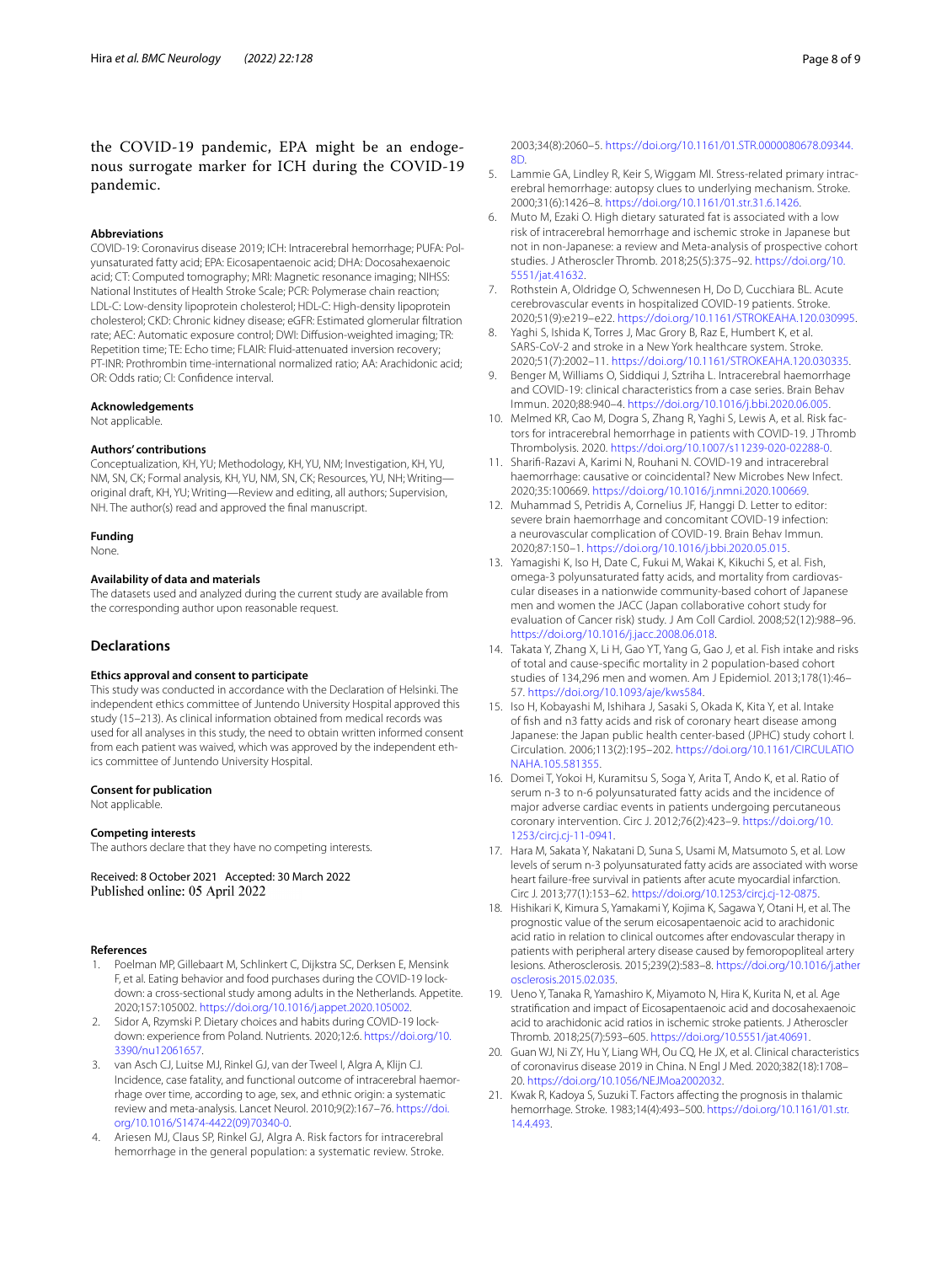the COVID-19 pandemic, EPA might be an endogenous surrogate marker for ICH during the COVID-19 pandemic.

### Abbreviations

COVID-19: Coronavirus disease 2019; ICH: Intracerebral hemorrhage; PUFA: Polyunsaturated fatty acid; EPA: Eicosapentaenoic acid; DHA: Docosahexaenoic acid; CT: Computed tomography; MRI: Magnetic resonance imaging; NIHSS: National Institutes of Health Stroke Scale; PCR: Polymerase chain reaction; LDL-C: Low-density lipoprotein cholesterol; HDL-C: High-density lipoprotein cholesterol; CKD: Chronic kidney disease; eGFR: Estimated glomerular filtration rate; AEC: Automatic exposure control; DWI: Diffusion-weighted imaging; TR: Repetition time; TE: Echo time; FLAIR: Fluid-attenuated inversion recovery; PT-INR: Prothrombin time-international normalized ratio; AA: Arachidonic acid; OR: Odds ratio; CI: Confidence interval.

### Acknowledgements

Not applicable.

### Authors' contributions

Conceptualization, KH, YU; Methodology, KH, YU, NM; Investigation, KH, YU, NM, SN, CK; Formal analysis, KH, YU, NM, SN, CK; Resources, YU, NH; Writing—original draft, KH, YU; Writing—Review and editing, all authors; Supervision, NH. The author(s) read and approved the final manuscript.

### Funding

None.

### Availability of data and materials

The datasets used and analyzed during the current study are available from the corresponding author upon reasonable request.

## Declarations

### Ethics approval and consent to participate

This study was conducted in accordance with the Declaration of Helsinki. The independent ethics committee of Juntendo University Hospital approved this study (15–213). As clinical information obtained from medical records was used for all analyses in this study, the need to obtain written informed consent from each patient was waived, which was approved by the independent ethics committee of Juntendo University Hospital.

### Consent for publication

Not applicable.

### Competing interests

The authors declare that they have no competing interests.

Received: 8 October 2021 Accepted: 30 March 2022
Published online: 05 April 2022

### References

1. Poelman MP, Gillebaart M, Schlinkert C, Dijkstra SC, Derksen E, Mensink F, et al. Eating behavior and food purchases during the COVID-19 lockdown: a cross-sectional study among adults in the Netherlands. Appetite. 2020;157:105002. https://doi.org/10.1016/j.appet.2020.105002.
2. Sidor A, Rzymski P. Dietary choices and habits during COVID-19 lockdown: experience from Poland. Nutrients. 2020;12:6. https://doi.org/10.3390/nu12061657.
3. van Asch CJ, Luitse MJ, Rinkel GJ, van der Tweel I, Algra A, Klijn CJ. Incidence, case fatality, and functional outcome of intracerebral haemorrhage over time, according to age, sex, and ethnic origin: a systematic review and meta-analysis. Lancet Neurol. 2010;9(2):167–76. https://doi.org/10.1016/S1474-4422(09)70340-0.
4. Ariesen MJ, Claus SP, Rinkel GJ, Algra A. Risk factors for intracerebral hemorrhage in the general population: a systematic review. Stroke. 2003;34(8):2060–5. https://doi.org/10.1161/01.STR.0000080678.09344.8D.
5. Lammie GA, Lindley R, Keir S, Wiggam MI. Stress-related primary intracerebral hemorrhage: autopsy clues to underlying mechanism. Stroke. 2000;31(6):1426–8. https://doi.org/10.1161/01.str.31.6.1426.
6. Muto M, Ezaki O. High dietary saturated fat is associated with a low risk of intracerebral hemorrhage and ischemic stroke in Japanese but not in non-Japanese: a review and Meta-analysis of prospective cohort studies. J Atheroscler Thromb. 2018;25(5):375–92. https://doi.org/10.5551/jat.41632.
7. Rothstein A, Oldridge O, Schwennesen H, Do D, Cucchiara BL. Acute cerebrovascular events in hospitalized COVID-19 patients. Stroke. 2020;51(9):e219–e22. https://doi.org/10.1161/STROKEAHA.120.030995.
8. Yaghi S, Ishida K, Torres J, Mac Grory B, Raz E, Humbert K, et al. SARS-CoV-2 and stroke in a New York healthcare system. Stroke. 2020;51(7):2002–11. https://doi.org/10.1161/STROKEAHA.120.030335.
9. Benger M, Williams O, Siddiqui J, Sztriha L. Intracerebral haemorrhage and COVID-19: clinical characteristics from a case series. Brain Behav Immun. 2020;88:940–4. https://doi.org/10.1016/j.bbi.2020.06.005.
10. Melmed KR, Cao M, Dogra S, Zhang R, Yaghi S, Lewis A, et al. Risk factors for intracerebral hemorrhage in patients with COVID-19. J Thromb Thrombolysis. 2020. https://doi.org/10.1007/s11239-020-02288-0.
11. Sharifi-Razavi A, Karimi N, Rouhani N. COVID-19 and intracerebral haemorrhage: causative or coincidental? New Microbes New Infect. 2020;35:100669. https://doi.org/10.1016/j.nmni.2020.100669.
12. Muhammad S, Petridis A, Cornelius JF, Hanggi D. Letter to editor: severe brain haemorrhage and concomitant COVID-19 infection: a neurovascular complication of COVID-19. Brain Behav Immun. 2020;87:150–1. https://doi.org/10.1016/j.bbi.2020.05.015.
13. Yamagishi K, Iso H, Date C, Fukui M, Wakai K, Kikuchi S, et al. Fish, omega-3 polyunsaturated fatty acids, and mortality from cardiovascular diseases in a nationwide community-based cohort of Japanese men and women the JACC (Japan collaborative cohort study for evaluation of Cancer risk) study. J Am Coll Cardiol. 2008;52(12):988–96. https://doi.org/10.1016/j.jacc.2008.06.018.
14. Takata Y, Zhang X, Li H, Gao YT, Yang G, Gao J, et al. Fish intake and risks of total and cause-specific mortality in 2 population-based cohort studies of 134,296 men and women. Am J Epidemiol. 2013;178(1):46–57. https://doi.org/10.1093/aje/kws584.
15. Iso H, Kobayashi M, Ishihara J, Sasaki S, Okada K, Kita Y, et al. Intake of fish and n3 fatty acids and risk of coronary heart disease among Japanese: the Japan public health center-based (JPHC) study cohort I. Circulation. 2006;113(2):195–202. https://doi.org/10.1161/CIRCULATIONAHA.105.581355.
16. Domei T, Yokoi H, Kuramitsu S, Soga Y, Arita T, Ando K, et al. Ratio of serum n-3 to n-6 polyunsaturated fatty acids and the incidence of major adverse cardiac events in patients undergoing percutaneous coronary intervention. Circ J. 2012;76(2):423–9. https://doi.org/10.1253/circj.cj-11-0941.
17. Hara M, Sakata Y, Nakatani D, Suna S, Usami M, Matsumoto S, et al. Low levels of serum n-3 polyunsaturated fatty acids are associated with worse heart failure-free survival in patients after acute myocardial infarction. Circ J. 2013;77(1):153–62. https://doi.org/10.1253/circj.cj-12-0875.
18. Hishikari K, Kimura S, Yamakami Y, Kojima K, Sagawa Y, Otani H, et al. The prognostic value of the serum eicosapentaenoic acid to arachidonic acid ratio in relation to clinical outcomes after endovascular therapy in patients with peripheral artery disease caused by femoropopliteal artery lesions. Atherosclerosis. 2015;239(2):583–8. https://doi.org/10.1016/j.atherosclerosis.2015.02.035.
19. Ueno Y, Tanaka R, Yamashiro K, Miyamoto N, Hira K, Kurita N, et al. Age stratification and impact of Eicosapentaenoic acid and docosahexaenoic acid to arachidonic acid ratios in ischemic stroke patients. J Atheroscler Thromb. 2018;25(7):593–605. https://doi.org/10.5551/jat.40691.
20. Guan WJ, Ni ZY, Hu Y, Liang WH, Ou CQ, He JX, et al. Clinical characteristics of coronavirus disease 2019 in China. N Engl J Med. 2020;382(18):1708–20. https://doi.org/10.1056/NEJMoa2002032.
21. Kwak R, Kadoya S, Suzuki T. Factors affecting the prognosis in thalamic hemorrhage. Stroke. 1983;14(4):493–500. https://doi.org/10.1161/01.str.14.4.493.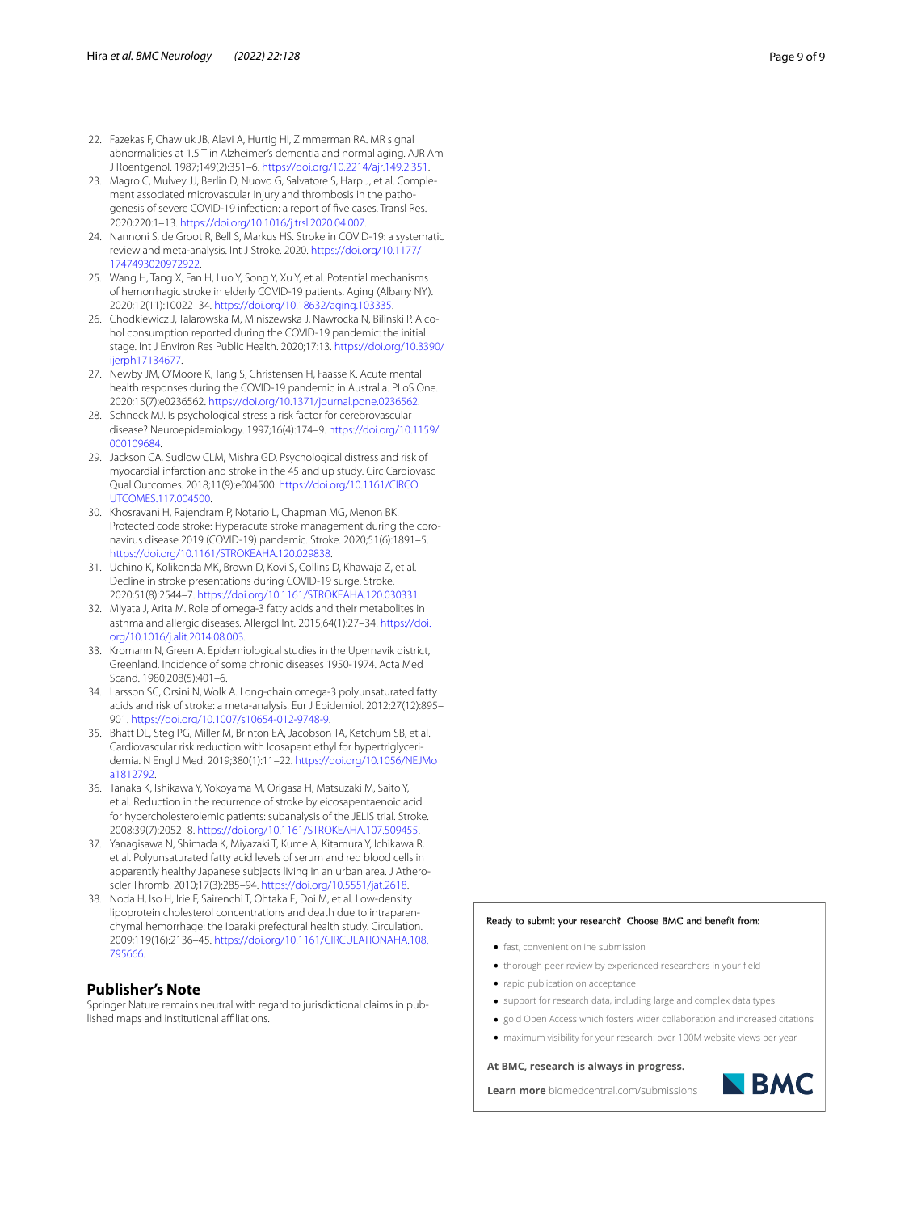22. Fazekas F, Chawluk JB, Alavi A, Hurtig HI, Zimmerman RA. MR signal abnormalities at 1.5 T in Alzheimer's dementia and normal aging. AJR Am J Roentgenol. 1987;149(2):351–6. https://doi.org/10.2214/ajr.149.2.351.
23. Magro C, Mulvey JJ, Berlin D, Nuovo G, Salvatore S, Harp J, et al. Complement associated microvascular injury and thrombosis in the pathogenesis of severe COVID-19 infection: a report of five cases. Transl Res. 2020;220:1–13. https://doi.org/10.1016/j.trsl.2020.04.007.
24. Nannoni S, de Groot R, Bell S, Markus HS. Stroke in COVID-19: a systematic review and meta-analysis. Int J Stroke. 2020. https://doi.org/10.1177/1747493020972922.
25. Wang H, Tang X, Fan H, Luo Y, Song Y, Xu Y, et al. Potential mechanisms of hemorrhagic stroke in elderly COVID-19 patients. Aging (Albany NY). 2020;12(11):10022–34. https://doi.org/10.18632/aging.103335.
26. Chodkiewicz J, Talarowska M, Miniszewska J, Nawrocka N, Bilinski P. Alcohol consumption reported during the COVID-19 pandemic: the initial stage. Int J Environ Res Public Health. 2020;17:13. https://doi.org/10.3390/ijerph17134677.
27. Newby JM, O'Moore K, Tang S, Christensen H, Faasse K. Acute mental health responses during the COVID-19 pandemic in Australia. PLoS One. 2020;15(7):e0236562. https://doi.org/10.1371/journal.pone.0236562.
28. Schneck MJ. Is psychological stress a risk factor for cerebrovascular disease? Neuroepidemiology. 1997;16(4):174–9. https://doi.org/10.1159/000109684.
29. Jackson CA, Sudlow CLM, Mishra GD. Psychological distress and risk of myocardial infarction and stroke in the 45 and up study. Circ Cardiovasc Qual Outcomes. 2018;11(9):e004500. https://doi.org/10.1161/CIRCOUTCOMES.117.004500.
30. Khosravani H, Rajendram P, Notario L, Chapman MG, Menon BK. Protected code stroke: Hyperacute stroke management during the coronavirus disease 2019 (COVID-19) pandemic. Stroke. 2020;51(6):1891–5. https://doi.org/10.1161/STROKEAHA.120.029838.
31. Uchino K, Kolikonda MK, Brown D, Kovi S, Collins D, Khawaja Z, et al. Decline in stroke presentations during COVID-19 surge. Stroke. 2020;51(8):2544–7. https://doi.org/10.1161/STROKEAHA.120.030331.
32. Miyata J, Arita M. Role of omega-3 fatty acids and their metabolites in asthma and allergic diseases. Allergol Int. 2015;64(1):27–34. https://doi.org/10.1016/j.alit.2014.08.003.
33. Kromann N, Green A. Epidemiological studies in the Upernavik district, Greenland. Incidence of some chronic diseases 1950-1974. Acta Med Scand. 1980;208(5):401–6.
34. Larsson SC, Orsini N, Wolk A. Long-chain omega-3 polyunsaturated fatty acids and risk of stroke: a meta-analysis. Eur J Epidemiol. 2012;27(12):895–901. https://doi.org/10.1007/s10654-012-9748-9.
35. Bhatt DL, Steg PG, Miller M, Brinton EA, Jacobson TA, Ketchum SB, et al. Cardiovascular risk reduction with Icosapent ethyl for hypertriglyceridemia. N Engl J Med. 2019;380(1):11–22. https://doi.org/10.1056/NEJMoa1812792.
36. Tanaka K, Ishikawa Y, Yokoyama M, Origasa H, Matsuzaki M, Saito Y, et al. Reduction in the recurrence of stroke by eicosapentaenoic acid for hypercholesterolemic patients: subanalysis of the JELIS trial. Stroke. 2008;39(7):2052–8. https://doi.org/10.1161/STROKEAHA.107.509455.
37. Yanagisawa N, Shimada K, Miyazaki T, Kume A, Kitamura Y, Ichikawa R, et al. Polyunsaturated fatty acid levels of serum and red blood cells in apparently healthy Japanese subjects living in an urban area. J Atheroscler Thromb. 2010;17(3):285–94. https://doi.org/10.5551/jat.2618.
38. Noda H, Iso H, Irie F, Sairenchi T, Ohtaka E, Doi M, et al. Low-density lipoprotein cholesterol concentrations and death due to intraparenchymal hemorrhage: the Ibaraki prefectural health study. Circulation. 2009;119(16):2136–45. https://doi.org/10.1161/CIRCULATIONAHA.108.795666.

## Publisher's Note

Springer Nature remains neutral with regard to jurisdictional claims in published maps and institutional affiliations.

Ready to submit your research? Choose BMC and benefit from:

- fast, convenient online submission
- thorough peer review by experienced researchers in your field
- rapid publication on acceptance
- support for research data, including large and complex data types
- gold Open Access which fosters wider collaboration and increased citations
- maximum visibility for your research: over 100M website views per year

**At BMC, research is always in progress.**

**Learn more** biomedcentral.com/submissions

BMC